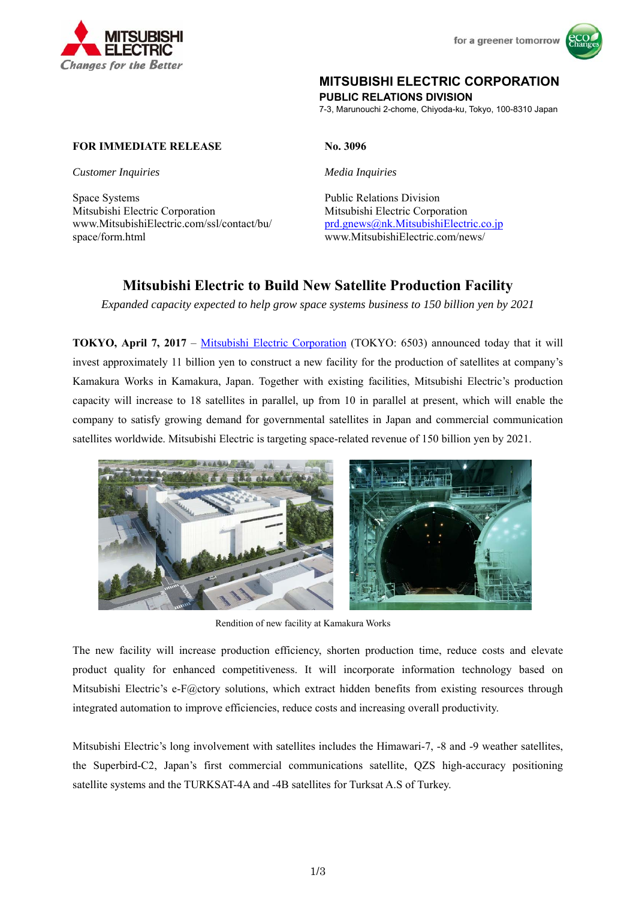MITSUBISHI ELECTRIC
Changes for the Better

for a greener tomorrow

**MITSUBISHI ELECTRIC CORPORATION**
**PUBLIC RELATIONS DIVISION**
7-3, Marunouchi 2-chome, Chiyoda-ku, Tokyo, 100-8310 Japan

**FOR IMMEDIATE RELEASE**

**No. 3096**

*Customer Inquiries*

Space Systems
Mitsubishi Electric Corporation
www.MitsubishiElectric.com/ssl/contact/bu/space/form.html

*Media Inquiries*

Public Relations Division
Mitsubishi Electric Corporation
prd.gnews@nk.MitsubishiElectric.co.jp
www.MitsubishiElectric.com/news/

# Mitsubishi Electric to Build New Satellite Production Facility

*Expanded capacity expected to help grow space systems business to 150 billion yen by 2021*

**TOKYO, April 7, 2017** – Mitsubishi Electric Corporation (TOKYO: 6503) announced today that it will invest approximately 11 billion yen to construct a new facility for the production of satellites at company's Kamakura Works in Kamakura, Japan. Together with existing facilities, Mitsubishi Electric's production capacity will increase to 18 satellites in parallel, up from 10 in parallel at present, which will enable the company to satisfy growing demand for governmental satellites in Japan and commercial communication satellites worldwide. Mitsubishi Electric is targeting space-related revenue of 150 billion yen by 2021.

Rendition of new facility at Kamakura Works

The new facility will increase production efficiency, shorten production time, reduce costs and elevate product quality for enhanced competitiveness. It will incorporate information technology based on Mitsubishi Electric's e-F@ctory solutions, which extract hidden benefits from existing resources through integrated automation to improve efficiencies, reduce costs and increasing overall productivity.

Mitsubishi Electric's long involvement with satellites includes the Himawari-7, -8 and -9 weather satellites, the Superbird-C2, Japan's first commercial communications satellite, QZS high-accuracy positioning satellite systems and the TURKSAT-4A and -4B satellites for Turksat A.S of Turkey.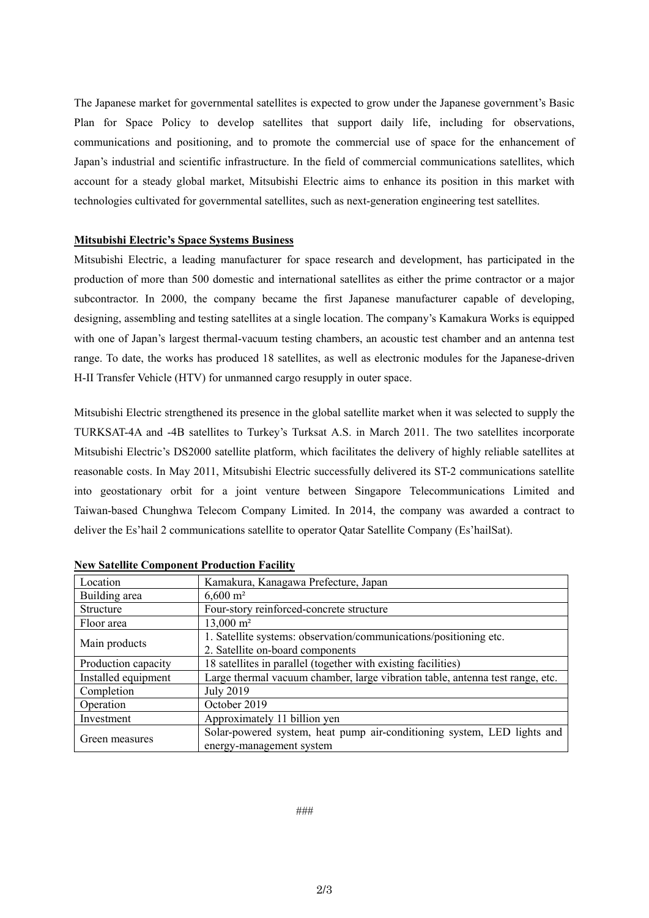The Japanese market for governmental satellites is expected to grow under the Japanese government's Basic Plan for Space Policy to develop satellites that support daily life, including for observations, communications and positioning, and to promote the commercial use of space for the enhancement of Japan's industrial and scientific infrastructure. In the field of commercial communications satellites, which account for a steady global market, Mitsubishi Electric aims to enhance its position in this market with technologies cultivated for governmental satellites, such as next-generation engineering test satellites.

**Mitsubishi Electric's Space Systems Business**

Mitsubishi Electric, a leading manufacturer for space research and development, has participated in the production of more than 500 domestic and international satellites as either the prime contractor or a major subcontractor. In 2000, the company became the first Japanese manufacturer capable of developing, designing, assembling and testing satellites at a single location. The company's Kamakura Works is equipped with one of Japan's largest thermal-vacuum testing chambers, an acoustic test chamber and an antenna test range. To date, the works has produced 18 satellites, as well as electronic modules for the Japanese-driven H-II Transfer Vehicle (HTV) for unmanned cargo resupply in outer space.

Mitsubishi Electric strengthened its presence in the global satellite market when it was selected to supply the TURKSAT-4A and -4B satellites to Turkey's Turksat A.S. in March 2011. The two satellites incorporate Mitsubishi Electric's DS2000 satellite platform, which facilitates the delivery of highly reliable satellites at reasonable costs. In May 2011, Mitsubishi Electric successfully delivered its ST-2 communications satellite into geostationary orbit for a joint venture between Singapore Telecommunications Limited and Taiwan-based Chunghwa Telecom Company Limited. In 2014, the company was awarded a contract to deliver the Es'hail 2 communications satellite to operator Qatar Satellite Company (Es'hailSat).

**New Satellite Component Production Facility**

| Location | Kamakura, Kanagawa Prefecture, Japan |
|---|---|
| Building area | 6,600 m² |
| Structure | Four-story reinforced-concrete structure |
| Floor area | 13,000 m² |
| Main products | 1. Satellite systems: observation/communications/positioning etc.<br>2. Satellite on-board components |
| Production capacity | 18 satellites in parallel (together with existing facilities) |
| Installed equipment | Large thermal vacuum chamber, large vibration table, antenna test range, etc. |
| Completion | July 2019 |
| Operation | October 2019 |
| Investment | Approximately 11 billion yen |
| Green measures | Solar-powered system, heat pump air-conditioning system, LED lights and energy-management system |

###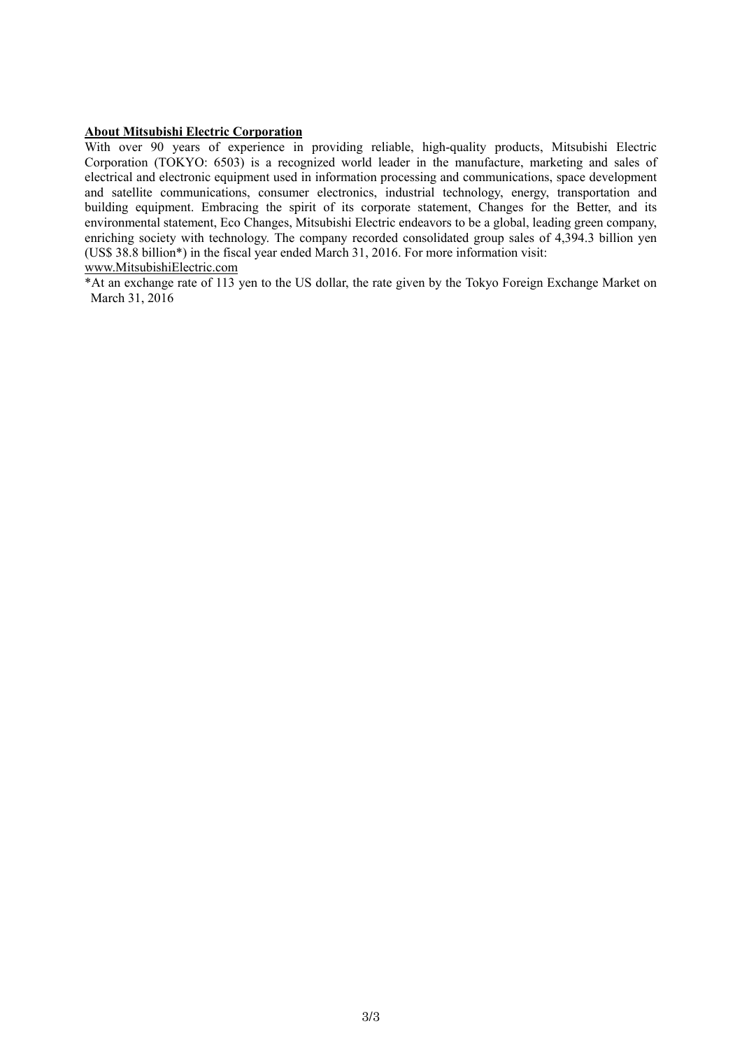**About Mitsubishi Electric Corporation**

With over 90 years of experience in providing reliable, high-quality products, Mitsubishi Electric Corporation (TOKYO: 6503) is a recognized world leader in the manufacture, marketing and sales of electrical and electronic equipment used in information processing and communications, space development and satellite communications, consumer electronics, industrial technology, energy, transportation and building equipment. Embracing the spirit of its corporate statement, Changes for the Better, and its environmental statement, Eco Changes, Mitsubishi Electric endeavors to be a global, leading green company, enriching society with technology. The company recorded consolidated group sales of 4,394.3 billion yen (US$ 38.8 billion*) in the fiscal year ended March 31, 2016. For more information visit:
www.MitsubishiElectric.com

*At an exchange rate of 113 yen to the US dollar, the rate given by the Tokyo Foreign Exchange Market on March 31, 2016